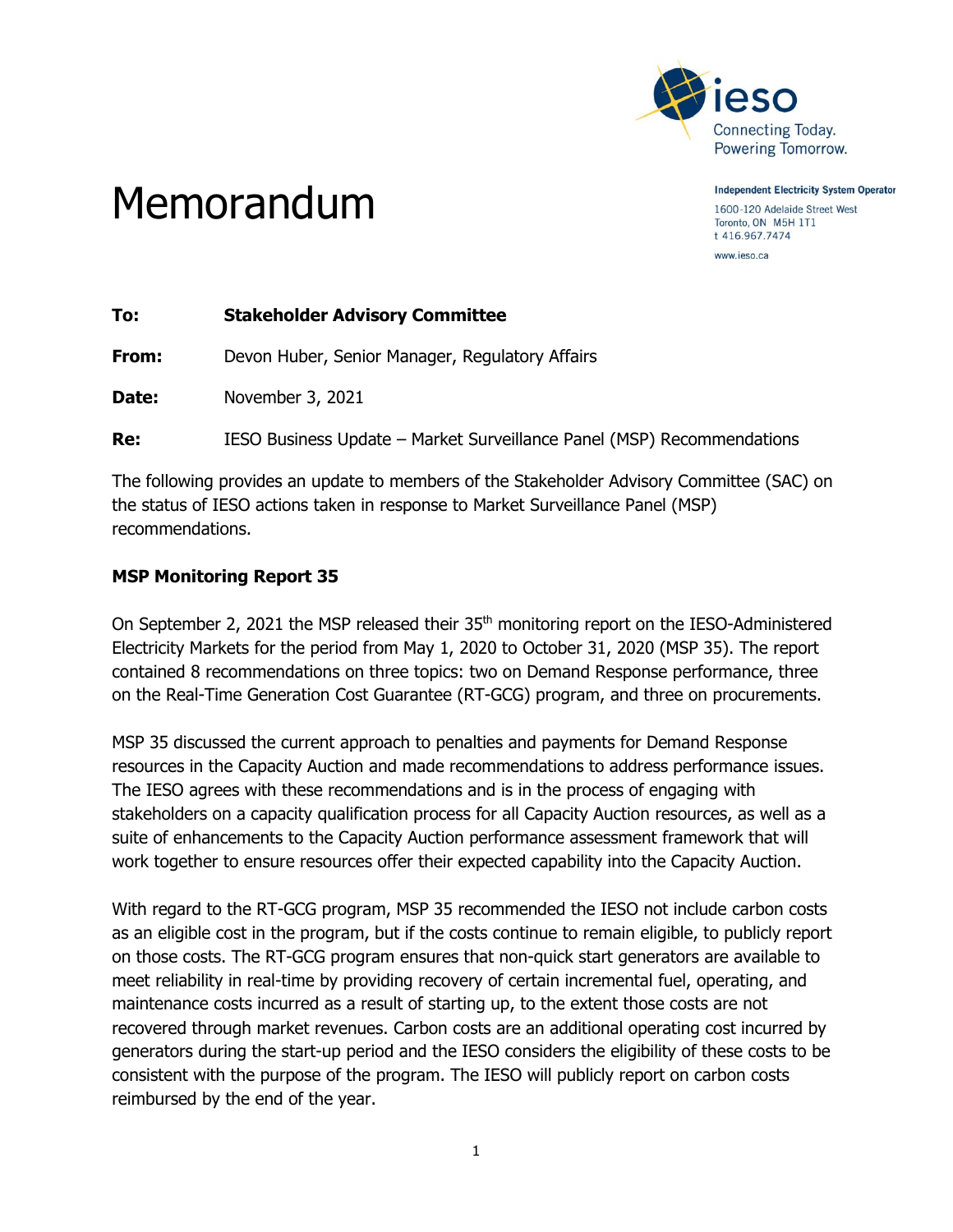Independent Electricity System Operator

1600-120 Adelaide Street West
Toronto, ON M5H 1T1
t 416.967.7474

www.ieso.ca

# Memorandum

**To:** **Stakeholder Advisory Committee**

**From:** Devon Huber, Senior Manager, Regulatory Affairs

**Date:** November 3, 2021

**Re:** IESO Business Update – Market Surveillance Panel (MSP) Recommendations

The following provides an update to members of the Stakeholder Advisory Committee (SAC) on the status of IESO actions taken in response to Market Surveillance Panel (MSP) recommendations.

## MSP Monitoring Report 35

On September 2, 2021 the MSP released their 35th monitoring report on the IESO-Administered Electricity Markets for the period from May 1, 2020 to October 31, 2020 (MSP 35). The report contained 8 recommendations on three topics: two on Demand Response performance, three on the Real-Time Generation Cost Guarantee (RT-GCG) program, and three on procurements.

MSP 35 discussed the current approach to penalties and payments for Demand Response resources in the Capacity Auction and made recommendations to address performance issues. The IESO agrees with these recommendations and is in the process of engaging with stakeholders on a capacity qualification process for all Capacity Auction resources, as well as a suite of enhancements to the Capacity Auction performance assessment framework that will work together to ensure resources offer their expected capability into the Capacity Auction.

With regard to the RT-GCG program, MSP 35 recommended the IESO not include carbon costs as an eligible cost in the program, but if the costs continue to remain eligible, to publicly report on those costs. The RT-GCG program ensures that non-quick start generators are available to meet reliability in real-time by providing recovery of certain incremental fuel, operating, and maintenance costs incurred as a result of starting up, to the extent those costs are not recovered through market revenues. Carbon costs are an additional operating cost incurred by generators during the start-up period and the IESO considers the eligibility of these costs to be consistent with the purpose of the program. The IESO will publicly report on carbon costs reimbursed by the end of the year.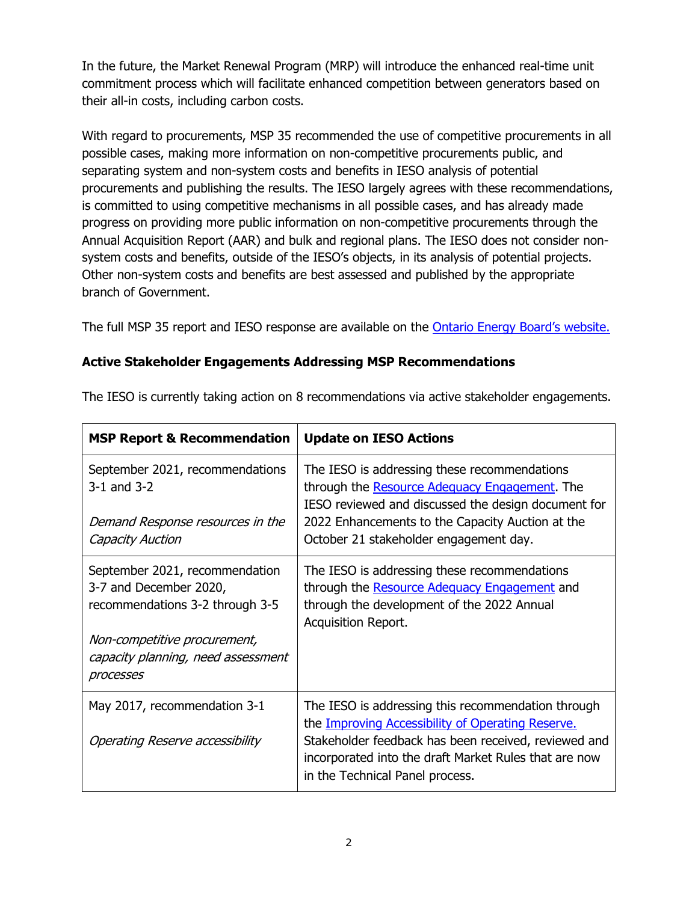In the future, the Market Renewal Program (MRP) will introduce the enhanced real-time unit commitment process which will facilitate enhanced competition between generators based on their all-in costs, including carbon costs.

With regard to procurements, MSP 35 recommended the use of competitive procurements in all possible cases, making more information on non-competitive procurements public, and separating system and non-system costs and benefits in IESO analysis of potential procurements and publishing the results. The IESO largely agrees with these recommendations, is committed to using competitive mechanisms in all possible cases, and has already made progress on providing more public information on non-competitive procurements through the Annual Acquisition Report (AAR) and bulk and regional plans. The IESO does not consider non-system costs and benefits, outside of the IESO's objects, in its analysis of potential projects. Other non-system costs and benefits are best assessed and published by the appropriate branch of Government.

The full MSP 35 report and IESO response are available on the [Ontario Energy Board's website.]

**Active Stakeholder Engagements Addressing MSP Recommendations**

The IESO is currently taking action on 8 recommendations via active stakeholder engagements.

| MSP Report & Recommendation | Update on IESO Actions |
|---|---|
| September 2021, recommendations 3-1 and 3-2<br><br>*Demand Response resources in the Capacity Auction* | The IESO is addressing these recommendations through the Resource Adequacy Engagement. The IESO reviewed and discussed the design document for 2022 Enhancements to the Capacity Auction at the October 21 stakeholder engagement day. |
| September 2021, recommendation 3-7 and December 2020, recommendations 3-2 through 3-5<br><br>*Non-competitive procurement, capacity planning, need assessment processes* | The IESO is addressing these recommendations through the Resource Adequacy Engagement and through the development of the 2022 Annual Acquisition Report. |
| May 2017, recommendation 3-1<br><br>*Operating Reserve accessibility* | The IESO is addressing this recommendation through the Improving Accessibility of Operating Reserve. Stakeholder feedback has been received, reviewed and incorporated into the draft Market Rules that are now in the Technical Panel process. |